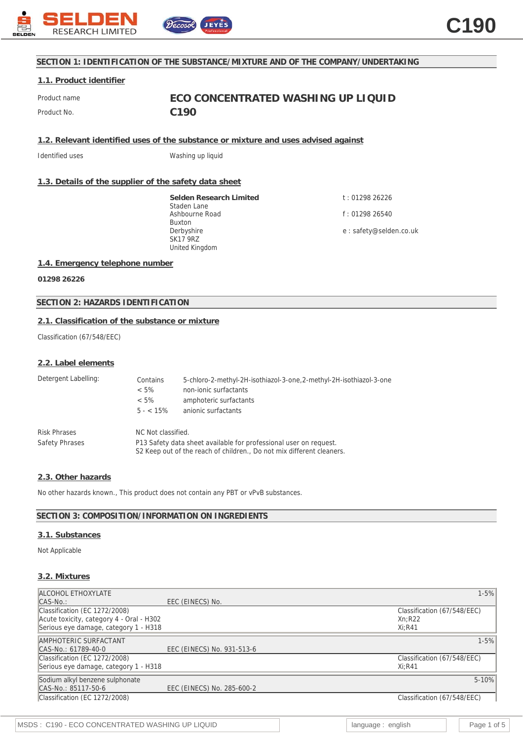SELDEN RESEARCH LIMITED

# C190

## SECTION 1: IDENTIFICATION OF THE SUBSTANCE/MIXTURE AND OF THE COMPANY/UNDERTAKING

### 1.1. Product identifier

| | |
|---|---|
| Product name | **ECO CONCENTRATED WASHING UP LIQUID** |
| Product No. | **C190** |

### 1.2. Relevant identified uses of the substance or mixture and uses advised against

| | |
|---|---|
| Identified uses | Washing up liquid |

### 1.3. Details of the supplier of the safety data sheet

**Selden Research Limited**
Staden Lane
Ashbourne Road
Buxton
Derbyshire
SK17 9RZ
United Kingdom

t : 01298 26226

f : 01298 26540

e : safety@selden.co.uk

### 1.4. Emergency telephone number

**01298 26226**

## SECTION 2: HAZARDS IDENTIFICATION

### 2.1. Classification of the substance or mixture

Classification (67/548/EEC)

### 2.2. Label elements

| Detergent Labelling: | | |
|---|---|---|
| | Contains | 5-chloro-2-methyl-2H-isothiazol-3-one,2-methyl-2H-isothiazol-3-one |
| | < 5% | non-ionic surfactants |
| | < 5% | amphoteric surfactants |
| | 5 - < 15% | anionic surfactants |

| | |
|---|---|
| Risk Phrases | NC Not classified. |
| Safety Phrases | P13 Safety data sheet available for professional user on request.<br>S2 Keep out of the reach of children., Do not mix different cleaners. |

### 2.3. Other hazards

No other hazards known., This product does not contain any PBT or vPvB substances.

## SECTION 3: COMPOSITION/INFORMATION ON INGREDIENTS

### 3.1. Substances

Not Applicable

### 3.2. Mixtures

| ALCOHOL ETHOXYLATE | | 1-5% |
|---|---|---|
| CAS-No.: | EEC (EINECS) No. | |
| Classification (EC 1272/2008)<br>Acute toxicity, category 4 - Oral - H302<br>Serious eye damage, category 1 - H318 | | Classification (67/548/EEC)<br>Xn;R22<br>Xi;R41 |

| AMPHOTERIC SURFACTANT | | 1-5% |
|---|---|---|
| CAS-No.: 61789-40-0 | EEC (EINECS) No. 931-513-6 | |
| Classification (EC 1272/2008)<br>Serious eye damage, category 1 - H318 | | Classification (67/548/EEC)<br>Xi;R41 |

| Sodium alkyl benzene sulphonate | | 5-10% |
|---|---|---|
| CAS-No.: 85117-50-6 | EEC (EINECS) No. 285-600-2 | |
| Classification (EC 1272/2008) | | Classification (67/548/EEC) |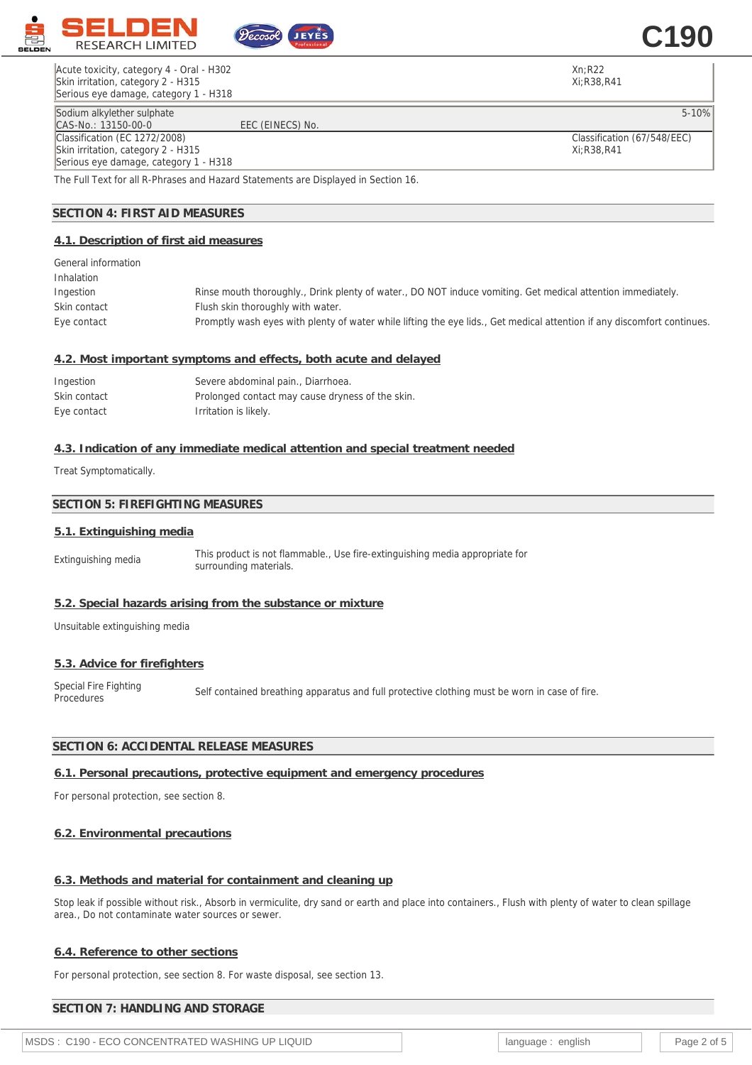| | |
|---|---|
| Acute toxicity, category 4 - Oral - H302<br>Skin irritation, category 2 - H315<br>Serious eye damage, category 1 - H318 | Xn;R22<br>Xi;R38,R41 |

| | | |
|---|---|---|
| Sodium alkylether sulphate | | 5-10% |
| CAS-No.: 13150-00-0 | EEC (EINECS) No. | |
| Classification (EC 1272/2008)<br>Skin irritation, category 2 - H315<br>Serious eye damage, category 1 - H318 | | Classification (67/548/EEC)<br>Xi;R38,R41 |

The Full Text for all R-Phrases and Hazard Statements are Displayed in Section 16.

## SECTION 4: FIRST AID MEASURES

### 4.1. Description of first aid measures

| | |
|---|---|
| General information | |
| Inhalation | |
| Ingestion | Rinse mouth thoroughly., Drink plenty of water., DO NOT induce vomiting. Get medical attention immediately. |
| Skin contact | Flush skin thoroughly with water. |
| Eye contact | Promptly wash eyes with plenty of water while lifting the eye lids., Get medical attention if any discomfort continues. |

### 4.2. Most important symptoms and effects, both acute and delayed

| | |
|---|---|
| Ingestion | Severe abdominal pain., Diarrhoea. |
| Skin contact | Prolonged contact may cause dryness of the skin. |
| Eye contact | Irritation is likely. |

### 4.3. Indication of any immediate medical attention and special treatment needed

Treat Symptomatically.

## SECTION 5: FIREFIGHTING MEASURES

### 5.1. Extinguishing media

| | |
|---|---|
| Extinguishing media | This product is not flammable., Use fire-extinguishing media appropriate for surrounding materials. |

### 5.2. Special hazards arising from the substance or mixture

Unsuitable extinguishing media

### 5.3. Advice for firefighters

| | |
|---|---|
| Special Fire Fighting Procedures | Self contained breathing apparatus and full protective clothing must be worn in case of fire. |

## SECTION 6: ACCIDENTAL RELEASE MEASURES

### 6.1. Personal precautions, protective equipment and emergency procedures

For personal protection, see section 8.

### 6.2. Environmental precautions

### 6.3. Methods and material for containment and cleaning up

Stop leak if possible without risk., Absorb in vermiculite, dry sand or earth and place into containers., Flush with plenty of water to clean spillage area., Do not contaminate water sources or sewer.

### 6.4. Reference to other sections

For personal protection, see section 8. For waste disposal, see section 13.

## SECTION 7: HANDLING AND STORAGE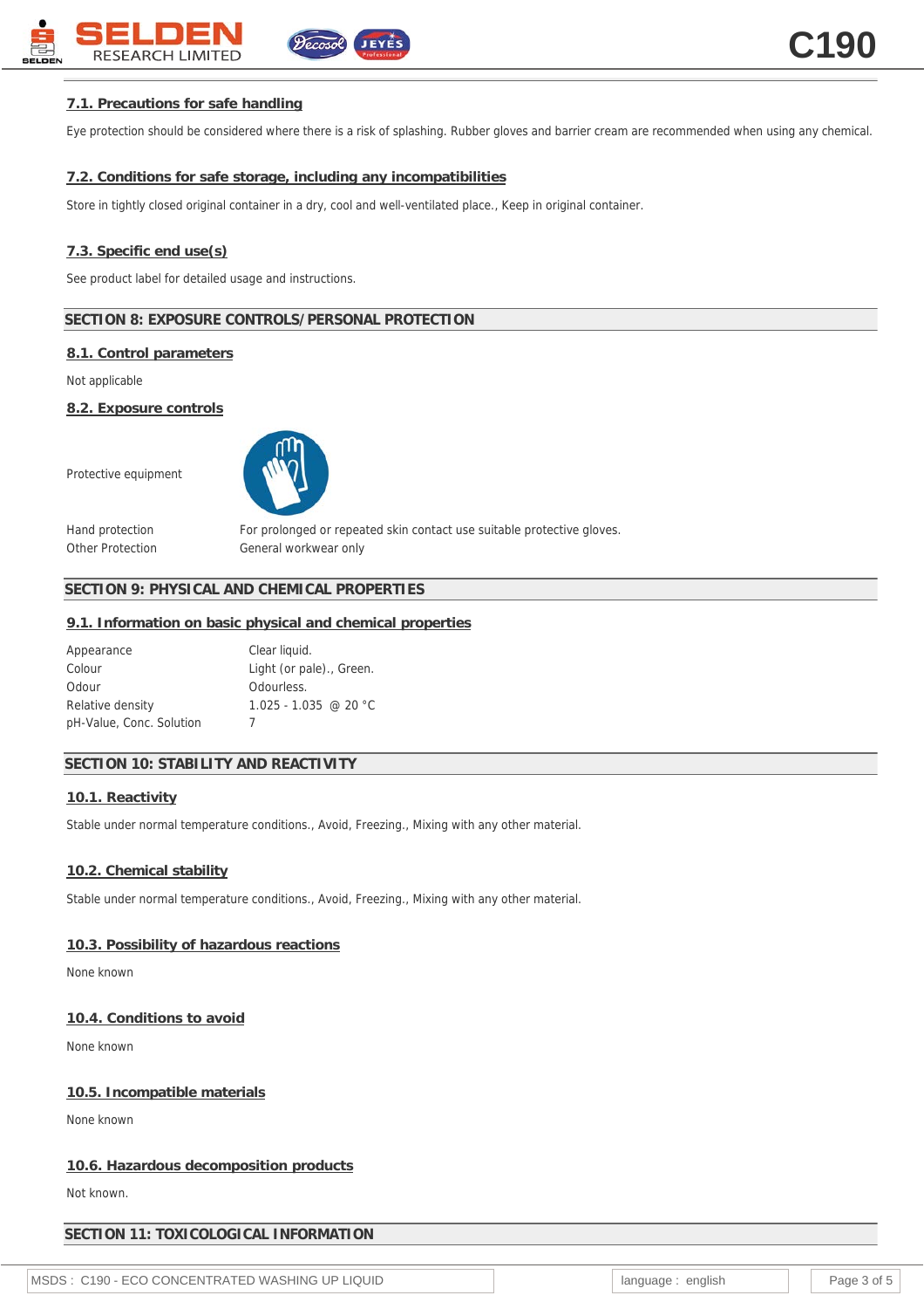### 7.1. Precautions for safe handling

Eye protection should be considered where there is a risk of splashing. Rubber gloves and barrier cream are recommended when using any chemical.

### 7.2. Conditions for safe storage, including any incompatibilities

Store in tightly closed original container in a dry, cool and well-ventilated place., Keep in original container.

### 7.3. Specific end use(s)

See product label for detailed usage and instructions.

## SECTION 8: EXPOSURE CONTROLS/PERSONAL PROTECTION

### 8.1. Control parameters

Not applicable

### 8.2. Exposure controls

Protective equipment

| | |
|---|---|
| Hand protection | For prolonged or repeated skin contact use suitable protective gloves. |
| Other Protection | General workwear only |

## SECTION 9: PHYSICAL AND CHEMICAL PROPERTIES

### 9.1. Information on basic physical and chemical properties

| | |
|---|---|
| Appearance | Clear liquid. |
| Colour | Light (or pale)., Green. |
| Odour | Odourless. |
| Relative density | 1.025 - 1.035 @ 20 °C |
| pH-Value, Conc. Solution | 7 |

## SECTION 10: STABILITY AND REACTIVITY

### 10.1. Reactivity

Stable under normal temperature conditions., Avoid, Freezing., Mixing with any other material.

### 10.2. Chemical stability

Stable under normal temperature conditions., Avoid, Freezing., Mixing with any other material.

### 10.3. Possibility of hazardous reactions

None known

### 10.4. Conditions to avoid

None known

### 10.5. Incompatible materials

None known

### 10.6. Hazardous decomposition products

Not known.

## SECTION 11: TOXICOLOGICAL INFORMATION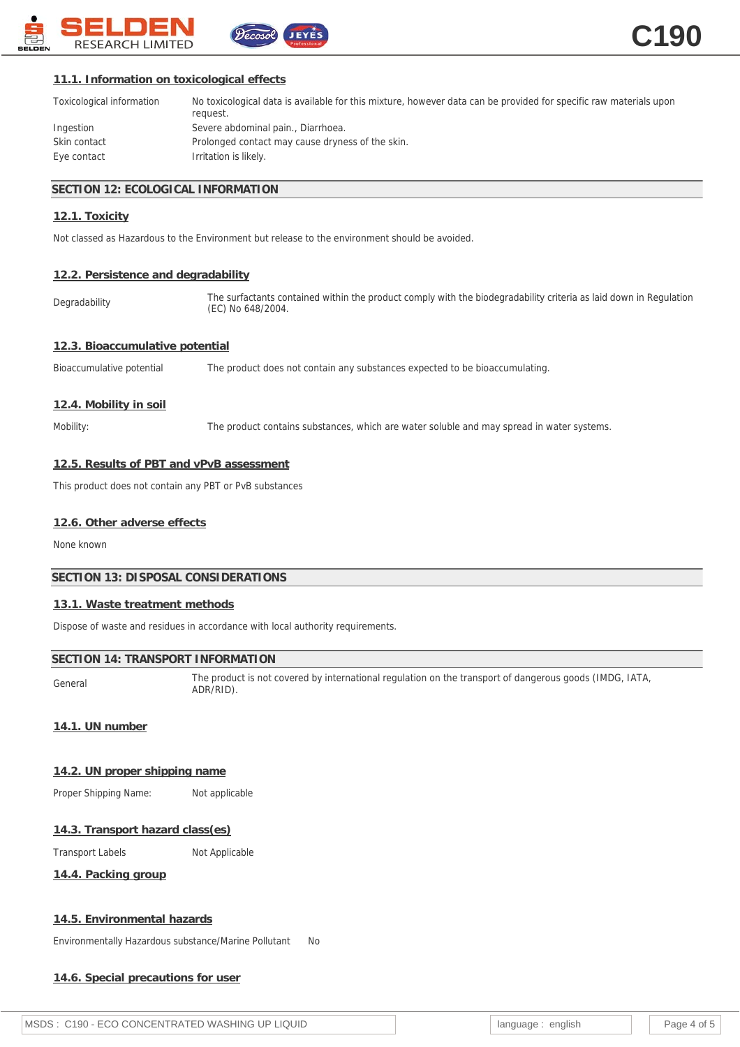### 11.1. Information on toxicological effects

| | |
|---|---|
| Toxicological information | No toxicological data is available for this mixture, however data can be provided for specific raw materials upon request. |
| Ingestion | Severe abdominal pain., Diarrhoea. |
| Skin contact | Prolonged contact may cause dryness of the skin. |
| Eye contact | Irritation is likely. |

## SECTION 12: ECOLOGICAL INFORMATION

### 12.1. Toxicity

Not classed as Hazardous to the Environment but release to the environment should be avoided.

### 12.2. Persistence and degradability

| | |
|---|---|
| Degradability | The surfactants contained within the product comply with the biodegradability criteria as laid down in Regulation (EC) No 648/2004. |

### 12.3. Bioaccumulative potential

| | |
|---|---|
| Bioaccumulative potential | The product does not contain any substances expected to be bioaccumulating. |

### 12.4. Mobility in soil

| | |
|---|---|
| Mobility: | The product contains substances, which are water soluble and may spread in water systems. |

### 12.5. Results of PBT and vPvB assessment

This product does not contain any PBT or PvB substances

### 12.6. Other adverse effects

None known

## SECTION 13: DISPOSAL CONSIDERATIONS

### 13.1. Waste treatment methods

Dispose of waste and residues in accordance with local authority requirements.

## SECTION 14: TRANSPORT INFORMATION

| | |
|---|---|
| General | The product is not covered by international regulation on the transport of dangerous goods (IMDG, IATA, ADR/RID). |

### 14.1. UN number

### 14.2. UN proper shipping name

Proper Shipping Name: Not applicable

### 14.3. Transport hazard class(es)

Transport Labels Not Applicable

### 14.4. Packing group

### 14.5. Environmental hazards

Environmentally Hazardous substance/Marine Pollutant No

### 14.6. Special precautions for user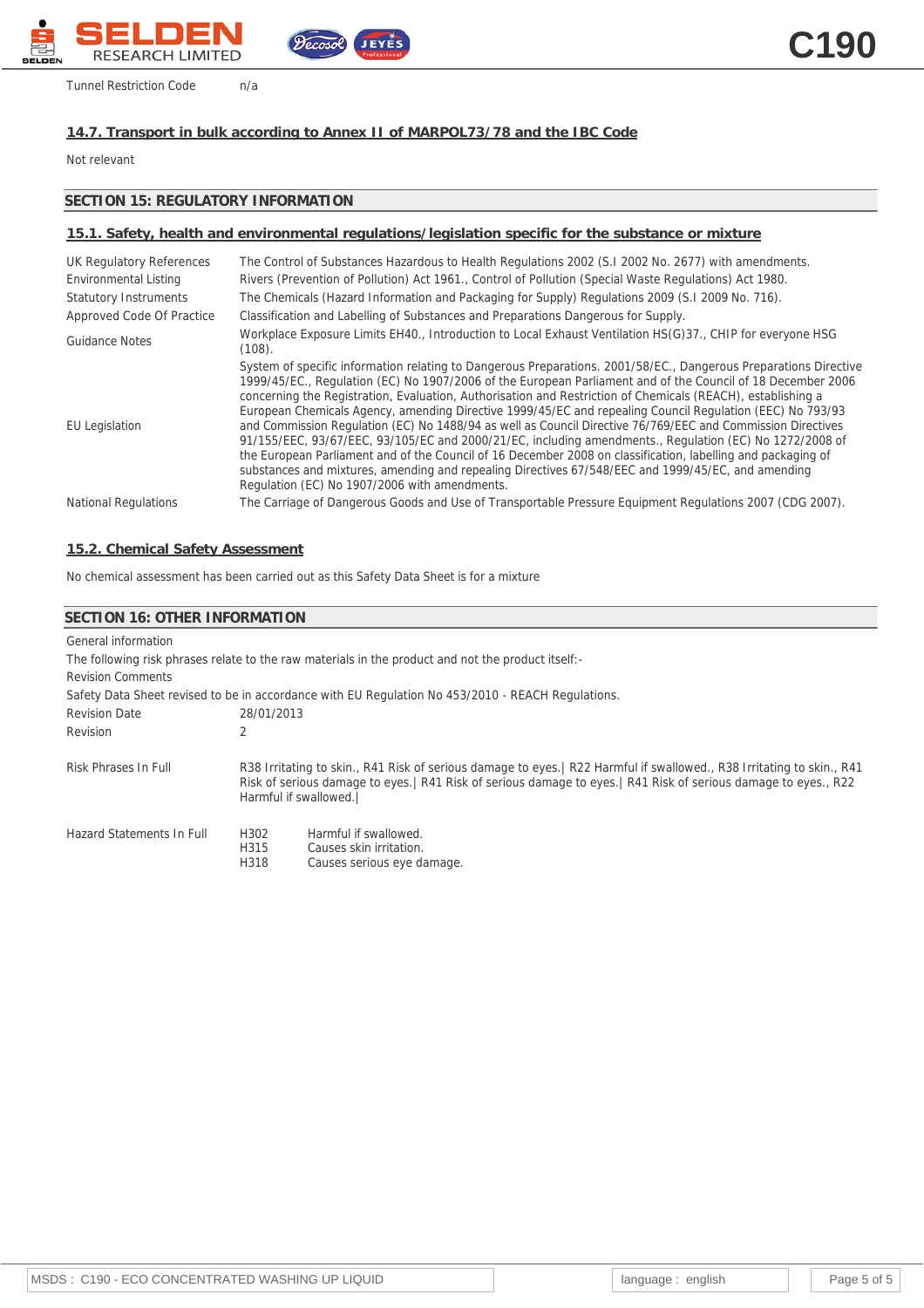| | |
|---|---|
| Tunnel Restriction Code | n/a |

### 14.7. Transport in bulk according to Annex II of MARPOL73/78 and the IBC Code

Not relevant

## SECTION 15: REGULATORY INFORMATION

### 15.1. Safety, health and environmental regulations/legislation specific for the substance or mixture

| | |
|---|---|
| UK Regulatory References | The Control of Substances Hazardous to Health Regulations 2002 (S.I 2002 No. 2677) with amendments. |
| Environmental Listing | Rivers (Prevention of Pollution) Act 1961., Control of Pollution (Special Waste Regulations) Act 1980. |
| Statutory Instruments | The Chemicals (Hazard Information and Packaging for Supply) Regulations 2009 (S.I 2009 No. 716). |
| Approved Code Of Practice | Classification and Labelling of Substances and Preparations Dangerous for Supply. |
| Guidance Notes | Workplace Exposure Limits EH40., Introduction to Local Exhaust Ventilation HS(G)37., CHIP for everyone HSG (108). |
| EU Legislation | System of specific information relating to Dangerous Preparations. 2001/58/EC., Dangerous Preparations Directive 1999/45/EC., Regulation (EC) No 1907/2006 of the European Parliament and of the Council of 18 December 2006 concerning the Registration, Evaluation, Authorisation and Restriction of Chemicals (REACH), establishing a European Chemicals Agency, amending Directive 1999/45/EC and repealing Council Regulation (EEC) No 793/93 and Commission Regulation (EC) No 1488/94 as well as Council Directive 76/769/EEC and Commission Directives 91/155/EEC, 93/67/EEC, 93/105/EC and 2000/21/EC, including amendments., Regulation (EC) No 1272/2008 of the European Parliament and of the Council of 16 December 2008 on classification, labelling and packaging of substances and mixtures, amending and repealing Directives 67/548/EEC and 1999/45/EC, and amending Regulation (EC) No 1907/2006 with amendments. |
| National Regulations | The Carriage of Dangerous Goods and Use of Transportable Pressure Equipment Regulations 2007 (CDG 2007). |

### 15.2. Chemical Safety Assessment

No chemical assessment has been carried out as this Safety Data Sheet is for a mixture

## SECTION 16: OTHER INFORMATION

General information

The following risk phrases relate to the raw materials in the product and not the product itself:-

Revision Comments

Safety Data Sheet revised to be in accordance with EU Regulation No 453/2010 - REACH Regulations.

| | |
|---|---|
| Revision Date | 28/01/2013 |
| Revision | 2 |

| | |
|---|---|
| Risk Phrases In Full | R38 Irritating to skin., R41 Risk of serious damage to eyes.\| R22 Harmful if swallowed., R38 Irritating to skin., R41 Risk of serious damage to eyes.\| R41 Risk of serious damage to eyes.\| R41 Risk of serious damage to eyes., R22 Harmful if swallowed.\| |

| | | |
|---|---|---|
| Hazard Statements In Full | H302 | Harmful if swallowed. |
| | H315 | Causes skin irritation. |
| | H318 | Causes serious eye damage. |